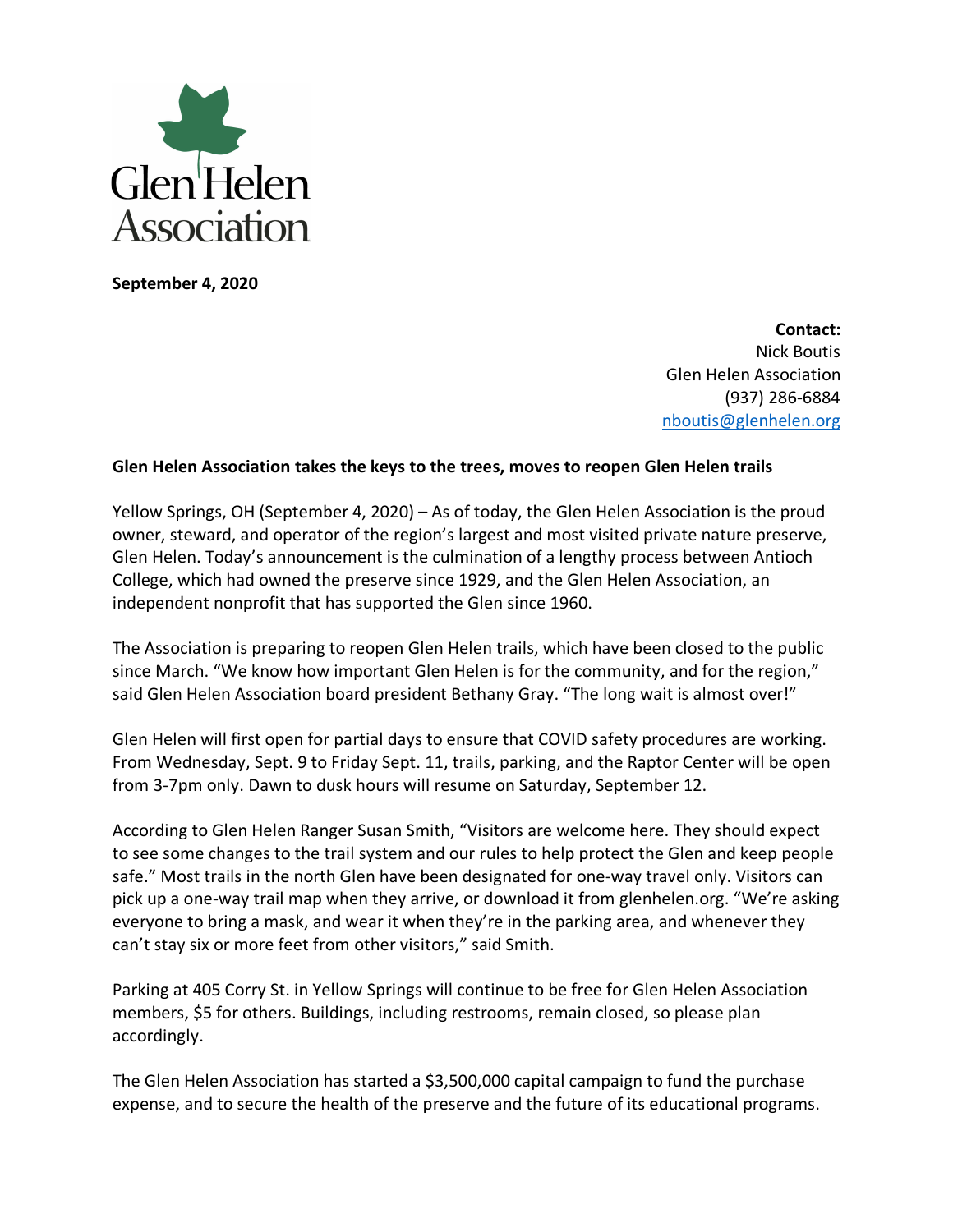Glen Helen Association

**September 4, 2020**

**Contact:**
Nick Boutis
Glen Helen Association
(937) 286-6884
nboutis@glenhelen.org

**Glen Helen Association takes the keys to the trees, moves to reopen Glen Helen trails**

Yellow Springs, OH (September 4, 2020) – As of today, the Glen Helen Association is the proud owner, steward, and operator of the region's largest and most visited private nature preserve, Glen Helen. Today's announcement is the culmination of a lengthy process between Antioch College, which had owned the preserve since 1929, and the Glen Helen Association, an independent nonprofit that has supported the Glen since 1960.

The Association is preparing to reopen Glen Helen trails, which have been closed to the public since March. "We know how important Glen Helen is for the community, and for the region," said Glen Helen Association board president Bethany Gray. "The long wait is almost over!"

Glen Helen will first open for partial days to ensure that COVID safety procedures are working. From Wednesday, Sept. 9 to Friday Sept. 11, trails, parking, and the Raptor Center will be open from 3-7pm only. Dawn to dusk hours will resume on Saturday, September 12.

According to Glen Helen Ranger Susan Smith, "Visitors are welcome here. They should expect to see some changes to the trail system and our rules to help protect the Glen and keep people safe." Most trails in the north Glen have been designated for one-way travel only. Visitors can pick up a one-way trail map when they arrive, or download it from glenhelen.org. "We're asking everyone to bring a mask, and wear it when they're in the parking area, and whenever they can't stay six or more feet from other visitors," said Smith.

Parking at 405 Corry St. in Yellow Springs will continue to be free for Glen Helen Association members, $5 for others. Buildings, including restrooms, remain closed, so please plan accordingly.

The Glen Helen Association has started a $3,500,000 capital campaign to fund the purchase expense, and to secure the health of the preserve and the future of its educational programs.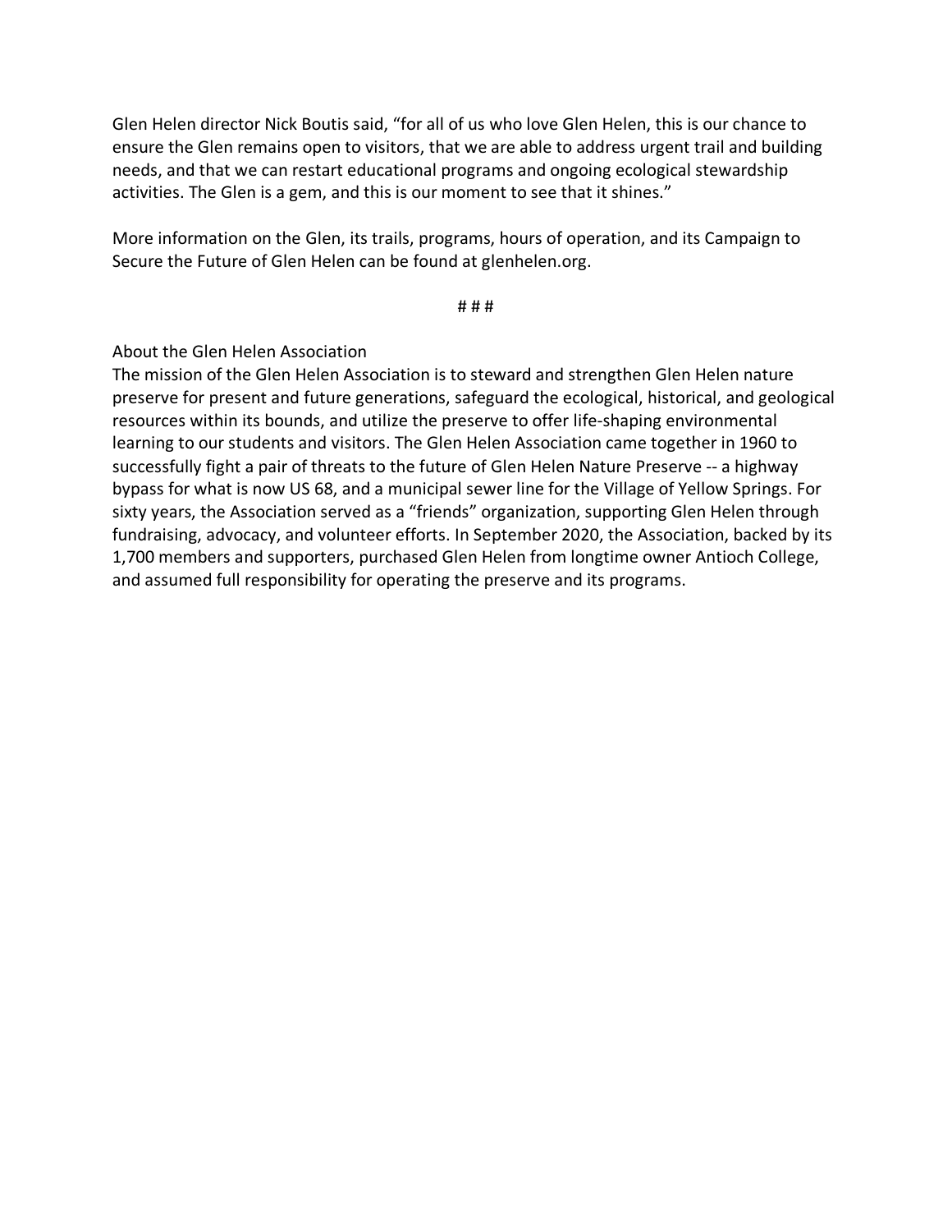Glen Helen director Nick Boutis said, “for all of us who love Glen Helen, this is our chance to ensure the Glen remains open to visitors, that we are able to address urgent trail and building needs, and that we can restart educational programs and ongoing ecological stewardship activities. The Glen is a gem, and this is our moment to see that it shines.”

More information on the Glen, its trails, programs, hours of operation, and its Campaign to Secure the Future of Glen Helen can be found at glenhelen.org.

# # #

About the Glen Helen Association

The mission of the Glen Helen Association is to steward and strengthen Glen Helen nature preserve for present and future generations, safeguard the ecological, historical, and geological resources within its bounds, and utilize the preserve to offer life-shaping environmental learning to our students and visitors. The Glen Helen Association came together in 1960 to successfully fight a pair of threats to the future of Glen Helen Nature Preserve -- a highway bypass for what is now US 68, and a municipal sewer line for the Village of Yellow Springs. For sixty years, the Association served as a “friends” organization, supporting Glen Helen through fundraising, advocacy, and volunteer efforts. In September 2020, the Association, backed by its 1,700 members and supporters, purchased Glen Helen from longtime owner Antioch College, and assumed full responsibility for operating the preserve and its programs.